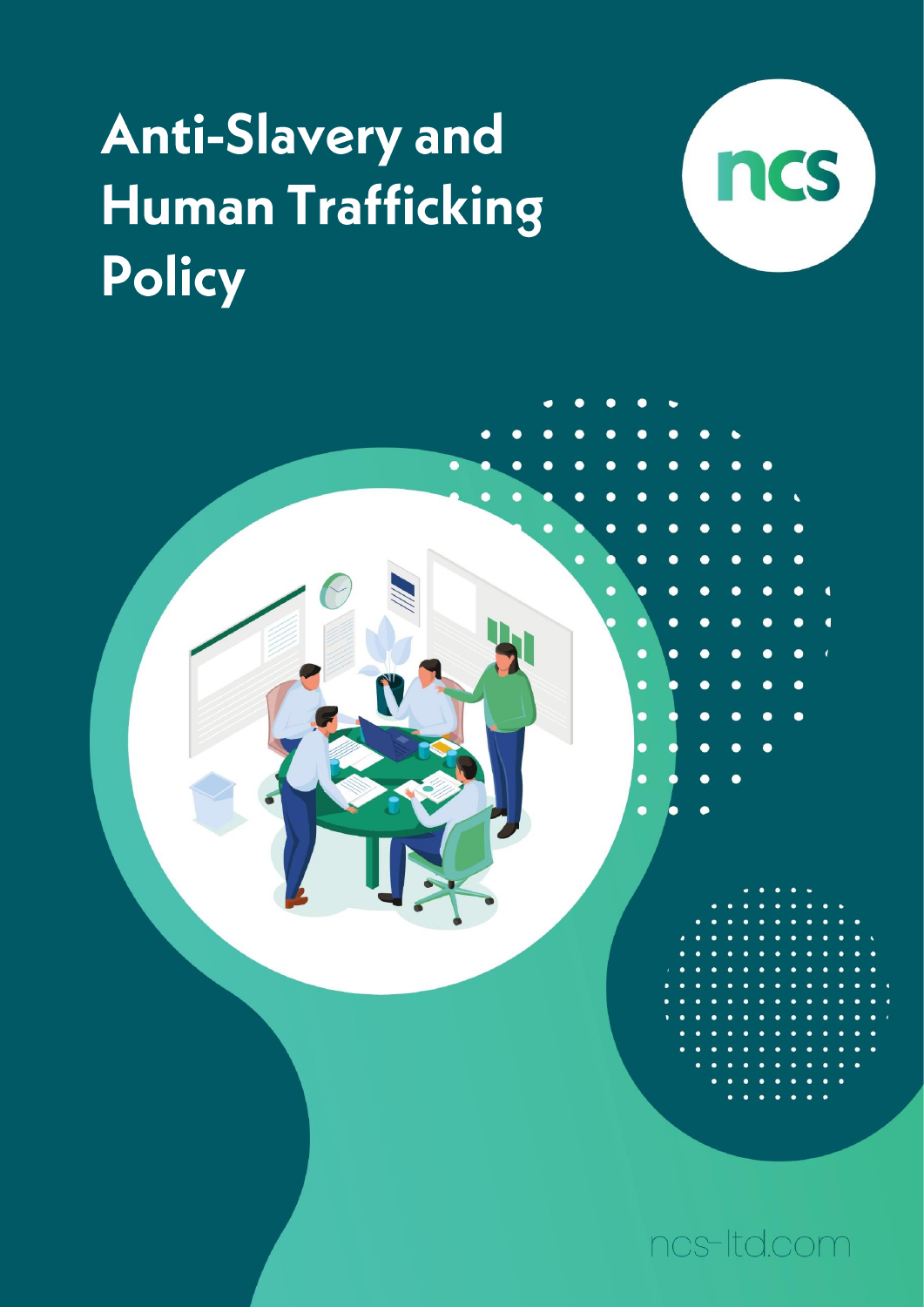# Anti-Slavery and Human Trafficking Policy

ncs

ncs-ltd.com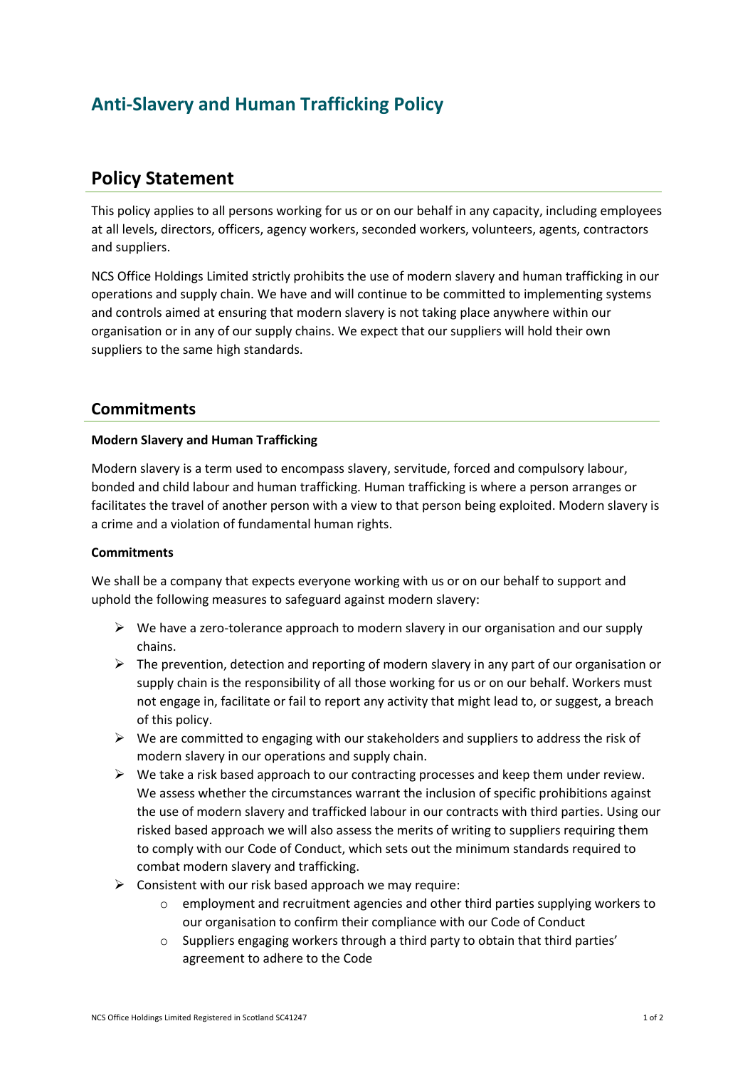# Anti-Slavery and Human Trafficking Policy

## Policy Statement

This policy applies to all persons working for us or on our behalf in any capacity, including employees at all levels, directors, officers, agency workers, seconded workers, volunteers, agents, contractors and suppliers.

NCS Office Holdings Limited strictly prohibits the use of modern slavery and human trafficking in our operations and supply chain. We have and will continue to be committed to implementing systems and controls aimed at ensuring that modern slavery is not taking place anywhere within our organisation or in any of our supply chains. We expect that our suppliers will hold their own suppliers to the same high standards.

## Commitments

**Modern Slavery and Human Trafficking**

Modern slavery is a term used to encompass slavery, servitude, forced and compulsory labour, bonded and child labour and human trafficking. Human trafficking is where a person arranges or facilitates the travel of another person with a view to that person being exploited. Modern slavery is a crime and a violation of fundamental human rights.

**Commitments**

We shall be a company that expects everyone working with us or on our behalf to support and uphold the following measures to safeguard against modern slavery:

- We have a zero-tolerance approach to modern slavery in our organisation and our supply chains.
- The prevention, detection and reporting of modern slavery in any part of our organisation or supply chain is the responsibility of all those working for us or on our behalf. Workers must not engage in, facilitate or fail to report any activity that might lead to, or suggest, a breach of this policy.
- We are committed to engaging with our stakeholders and suppliers to address the risk of modern slavery in our operations and supply chain.
- We take a risk based approach to our contracting processes and keep them under review. We assess whether the circumstances warrant the inclusion of specific prohibitions against the use of modern slavery and trafficked labour in our contracts with third parties. Using our risked based approach we will also assess the merits of writing to suppliers requiring them to comply with our Code of Conduct, which sets out the minimum standards required to combat modern slavery and trafficking.
- Consistent with our risk based approach we may require:
    - employment and recruitment agencies and other third parties supplying workers to our organisation to confirm their compliance with our Code of Conduct
    - Suppliers engaging workers through a third party to obtain that third parties' agreement to adhere to the Code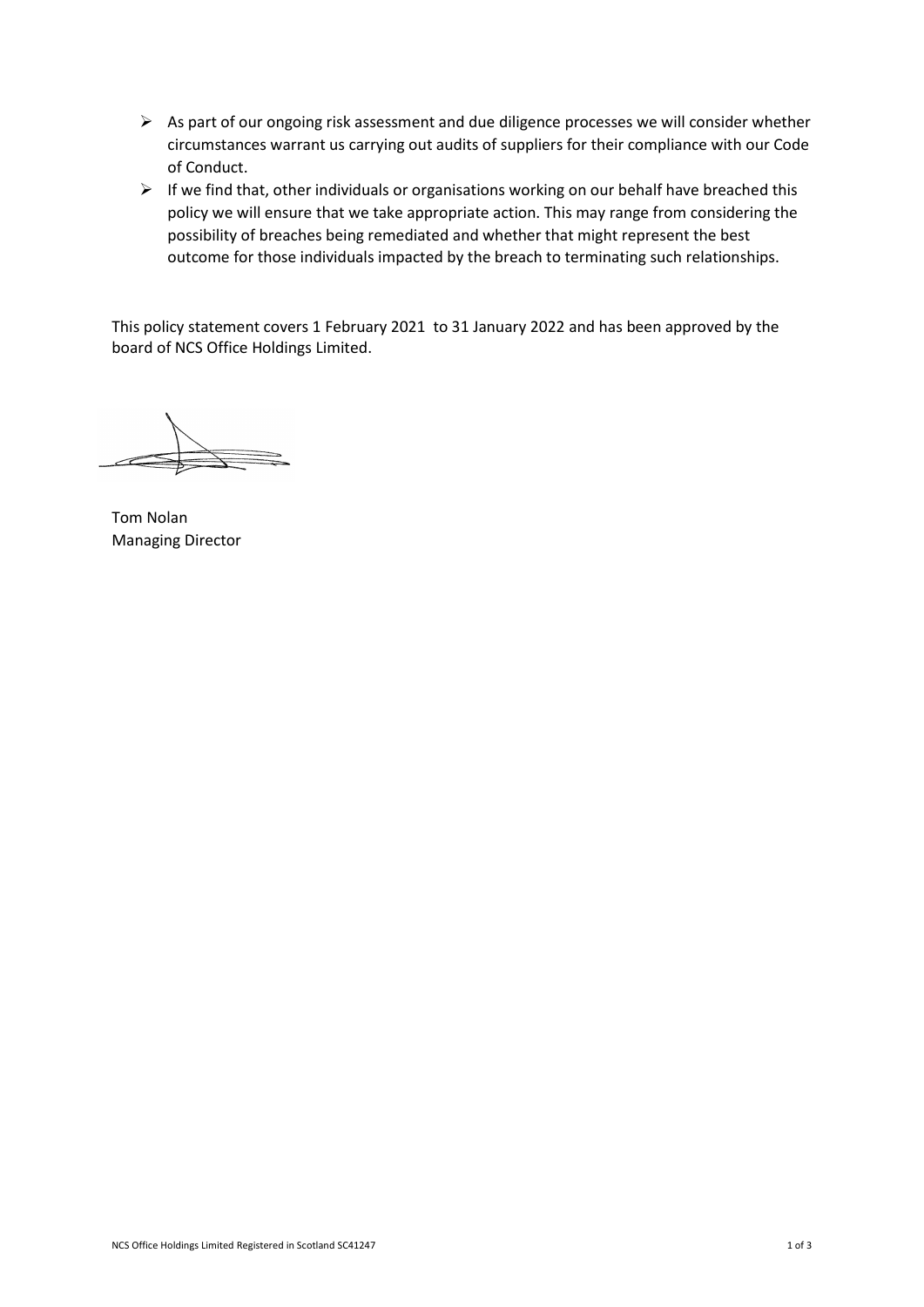- As part of our ongoing risk assessment and due diligence processes we will consider whether circumstances warrant us carrying out audits of suppliers for their compliance with our Code of Conduct.
- If we find that, other individuals or organisations working on our behalf have breached this policy we will ensure that we take appropriate action. This may range from considering the possibility of breaches being remediated and whether that might represent the best outcome for those individuals impacted by the breach to terminating such relationships.

This policy statement covers 1 February 2021 to 31 January 2022 and has been approved by the board of NCS Office Holdings Limited.

Tom Nolan
Managing Director

NCS Office Holdings Limited Registered in Scotland SC41247